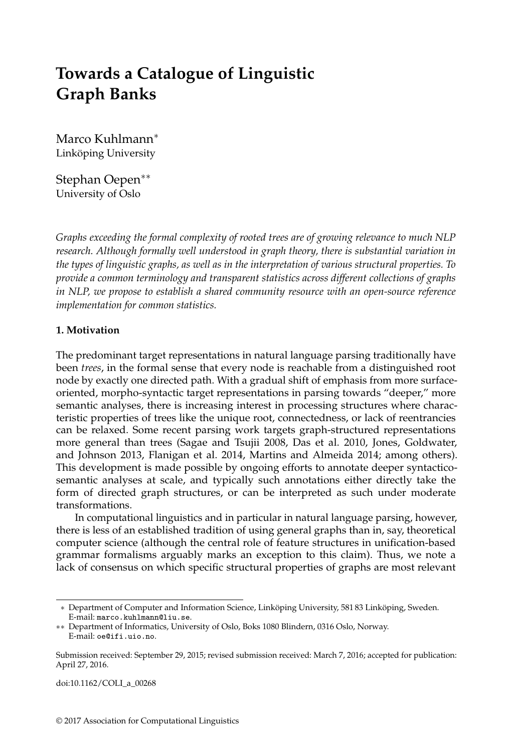# Towards a Catalogue of Linguistic Graph Banks

Marco Kuhlmann*
Linköping University

Stephan Oepen**
University of Oslo

*Graphs exceeding the formal complexity of rooted trees are of growing relevance to much NLP research. Although formally well understood in graph theory, there is substantial variation in the types of linguistic graphs, as well as in the interpretation of various structural properties. To provide a common terminology and transparent statistics across different collections of graphs in NLP, we propose to establish a shared community resource with an open-source reference implementation for common statistics.*

## 1. Motivation

The predominant target representations in natural language parsing traditionally have been *trees*, in the formal sense that every node is reachable from a distinguished root node by exactly one directed path. With a gradual shift of emphasis from more surface-oriented, morpho-syntactic target representations in parsing towards "deeper," more semantic analyses, there is increasing interest in processing structures where characteristic properties of trees like the unique root, connectedness, or lack of reentrancies can be relaxed. Some recent parsing work targets graph-structured representations more general than trees (Sagae and Tsujii 2008, Das et al. 2010, Jones, Goldwater, and Johnson 2013, Flanigan et al. 2014, Martins and Almeida 2014; among others). This development is made possible by ongoing efforts to annotate deeper syntactico-semantic analyses at scale, and typically such annotations either directly take the form of directed graph structures, or can be interpreted as such under moderate transformations.

In computational linguistics and in particular in natural language parsing, however, there is less of an established tradition of using general graphs than in, say, theoretical computer science (although the central role of feature structures in unification-based grammar formalisms arguably marks an exception to this claim). Thus, we note a lack of consensus on which specific structural properties of graphs are most relevant

---

* Department of Computer and Information Science, Linköping University, 581 83 Linköping, Sweden. E-mail: marco.kuhlmann@liu.se.

** Department of Informatics, University of Oslo, Boks 1080 Blindern, 0316 Oslo, Norway. E-mail: oe@ifi.uio.no.

Submission received: September 29, 2015; revised submission received: March 7, 2016; accepted for publication: April 27, 2016.

doi:10.1162/COLI_a_00268

© 2017 Association for Computational Linguistics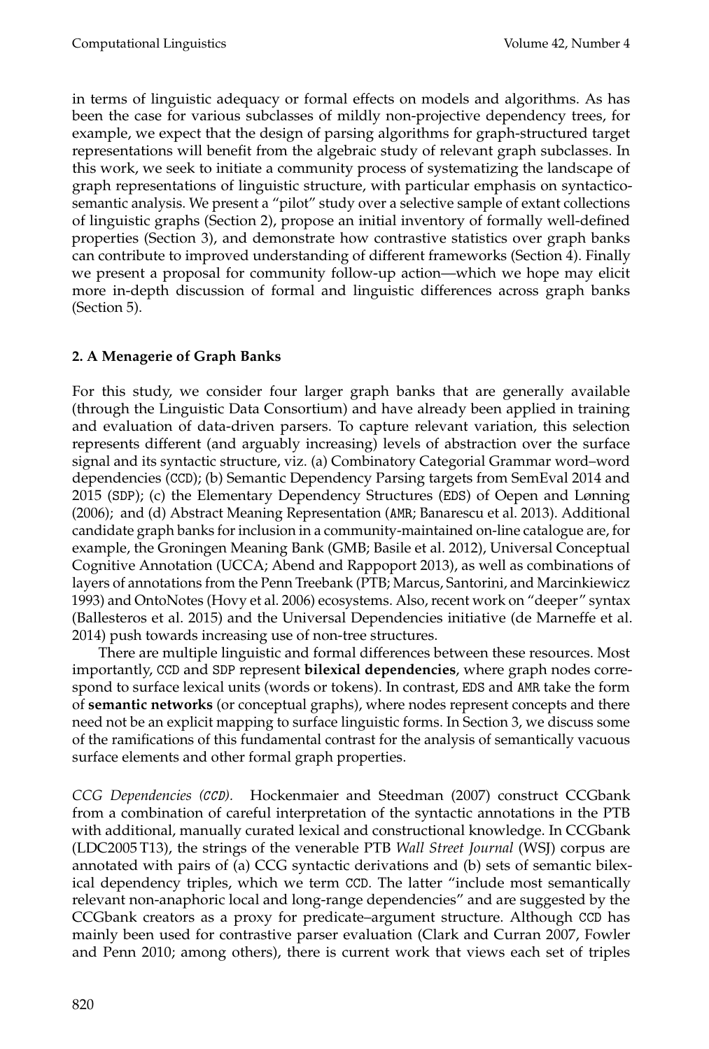in terms of linguistic adequacy or formal effects on models and algorithms. As has been the case for various subclasses of mildly non-projective dependency trees, for example, we expect that the design of parsing algorithms for graph-structured target representations will benefit from the algebraic study of relevant graph subclasses. In this work, we seek to initiate a community process of systematizing the landscape of graph representations of linguistic structure, with particular emphasis on syntactico-semantic analysis. We present a "pilot" study over a selective sample of extant collections of linguistic graphs (Section 2), propose an initial inventory of formally well-defined properties (Section 3), and demonstrate how contrastive statistics over graph banks can contribute to improved understanding of different frameworks (Section 4). Finally we present a proposal for community follow-up action—which we hope may elicit more in-depth discussion of formal and linguistic differences across graph banks (Section 5).

## 2. A Menagerie of Graph Banks

For this study, we consider four larger graph banks that are generally available (through the Linguistic Data Consortium) and have already been applied in training and evaluation of data-driven parsers. To capture relevant variation, this selection represents different (and arguably increasing) levels of abstraction over the surface signal and its syntactic structure, viz. (a) Combinatory Categorial Grammar word–word dependencies (CCD); (b) Semantic Dependency Parsing targets from SemEval 2014 and 2015 (SDP); (c) the Elementary Dependency Structures (EDS) of Oepen and Lønning (2006); and (d) Abstract Meaning Representation (AMR; Banarescu et al. 2013). Additional candidate graph banks for inclusion in a community-maintained on-line catalogue are, for example, the Groningen Meaning Bank (GMB; Basile et al. 2012), Universal Conceptual Cognitive Annotation (UCCA; Abend and Rappoport 2013), as well as combinations of layers of annotations from the Penn Treebank (PTB; Marcus, Santorini, and Marcinkiewicz 1993) and OntoNotes (Hovy et al. 2006) ecosystems. Also, recent work on "deeper" syntax (Ballesteros et al. 2015) and the Universal Dependencies initiative (de Marneffe et al. 2014) push towards increasing use of non-tree structures.

There are multiple linguistic and formal differences between these resources. Most importantly, CCD and SDP represent **bilexical dependencies**, where graph nodes correspond to surface lexical units (words or tokens). In contrast, EDS and AMR take the form of **semantic networks** (or conceptual graphs), where nodes represent concepts and there need not be an explicit mapping to surface linguistic forms. In Section 3, we discuss some of the ramifications of this fundamental contrast for the analysis of semantically vacuous surface elements and other formal graph properties.

*CCG Dependencies (CCD).* Hockenmaier and Steedman (2007) construct CCGbank from a combination of careful interpretation of the syntactic annotations in the PTB with additional, manually curated lexical and constructional knowledge. In CCGbank (LDC2005T13), the strings of the venerable PTB *Wall Street Journal* (WSJ) corpus are annotated with pairs of (a) CCG syntactic derivations and (b) sets of semantic bilexical dependency triples, which we term CCD. The latter "include most semantically relevant non-anaphoric local and long-range dependencies" and are suggested by the CCGbank creators as a proxy for predicate–argument structure. Although CCD has mainly been used for contrastive parser evaluation (Clark and Curran 2007, Fowler and Penn 2010; among others), there is current work that views each set of triples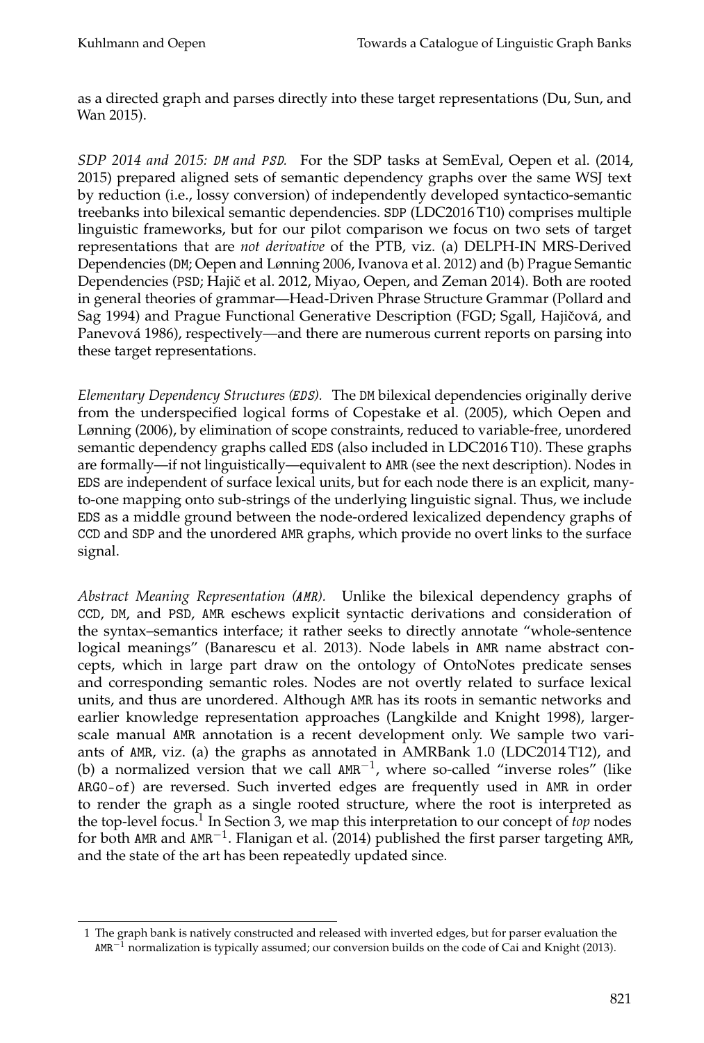as a directed graph and parses directly into these target representations (Du, Sun, and Wan 2015).

*SDP 2014 and 2015: `DM` and `PSD`.* For the SDP tasks at SemEval, Oepen et al. (2014, 2015) prepared aligned sets of semantic dependency graphs over the same WSJ text by reduction (i.e., lossy conversion) of independently developed syntactico-semantic treebanks into bilexical semantic dependencies. `SDP` (LDC2016 T10) comprises multiple linguistic frameworks, but for our pilot comparison we focus on two sets of target representations that are *not derivative* of the PTB, viz. (a) DELPH-IN MRS-Derived Dependencies (`DM`; Oepen and Lønning 2006, Ivanova et al. 2012) and (b) Prague Semantic Dependencies (`PSD`; Hajič et al. 2012, Miyao, Oepen, and Zeman 2014). Both are rooted in general theories of grammar—Head-Driven Phrase Structure Grammar (Pollard and Sag 1994) and Prague Functional Generative Description (FGD; Sgall, Hajičová, and Panevová 1986), respectively—and there are numerous current reports on parsing into these target representations.

*Elementary Dependency Structures (`EDS`).* The `DM` bilexical dependencies originally derive from the underspecified logical forms of Copestake et al. (2005), which Oepen and Lønning (2006), by elimination of scope constraints, reduced to variable-free, unordered semantic dependency graphs called `EDS` (also included in LDC2016 T10). These graphs are formally—if not linguistically—equivalent to `AMR` (see the next description). Nodes in `EDS` are independent of surface lexical units, but for each node there is an explicit, many-to-one mapping onto sub-strings of the underlying linguistic signal. Thus, we include `EDS` as a middle ground between the node-ordered lexicalized dependency graphs of `CCD` and `SDP` and the unordered `AMR` graphs, which provide no overt links to the surface signal.

*Abstract Meaning Representation (`AMR`).* Unlike the bilexical dependency graphs of `CCD`, `DM`, and `PSD`, `AMR` eschews explicit syntactic derivations and consideration of the syntax–semantics interface; it rather seeks to directly annotate "whole-sentence logical meanings" (Banarescu et al. 2013). Node labels in `AMR` name abstract concepts, which in large part draw on the ontology of OntoNotes predicate senses and corresponding semantic roles. Nodes are not overtly related to surface lexical units, and thus are unordered. Although `AMR` has its roots in semantic networks and earlier knowledge representation approaches (Langkilde and Knight 1998), larger-scale manual `AMR` annotation is a recent development only. We sample two variants of `AMR`, viz. (a) the graphs as annotated in AMRBank 1.0 (LDC2014 T12), and (b) a normalized version that we call $\texttt{AMR}^{-1}$, where so-called "inverse roles" (like `ARG0-of`) are reversed. Such inverted edges are frequently used in `AMR` in order to render the graph as a single rooted structure, where the root is interpreted as the top-level focus.[1] In Section 3, we map this interpretation to our concept of *top* nodes for both `AMR` and $\texttt{AMR}^{-1}$. Flanigan et al. (2014) published the first parser targeting `AMR`, and the state of the art has been repeatedly updated since.

---

1 The graph bank is natively constructed and released with inverted edges, but for parser evaluation the $\texttt{AMR}^{-1}$ normalization is typically assumed; our conversion builds on the code of Cai and Knight (2013).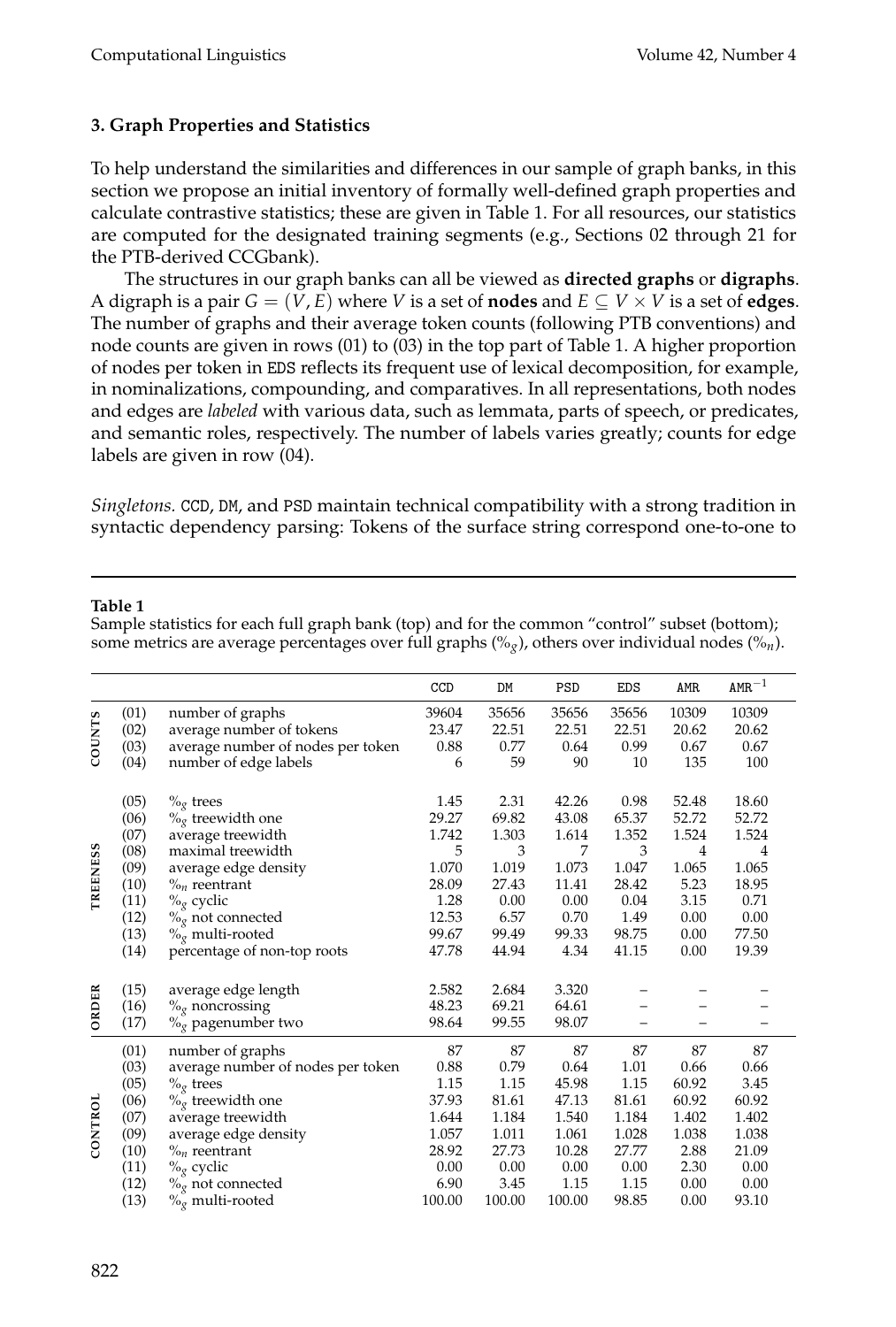## 3. Graph Properties and Statistics

To help understand the similarities and differences in our sample of graph banks, in this section we propose an initial inventory of formally well-defined graph properties and calculate contrastive statistics; these are given in Table 1. For all resources, our statistics are computed for the designated training segments (e.g., Sections 02 through 21 for the PTB-derived CCGbank).

The structures in our graph banks can all be viewed as **directed graphs** or **digraphs**. A digraph is a pair $G = (V, E)$ where $V$ is a set of **nodes** and $E \subseteq V \times V$ is a set of **edges**. The number of graphs and their average token counts (following PTB conventions) and node counts are given in rows (01) to (03) in the top part of Table 1. A higher proportion of nodes per token in EDS reflects its frequent use of lexical decomposition, for example, in nominalizations, compounding, and comparatives. In all representations, both nodes and edges are *labeled* with various data, such as lemmata, parts of speech, or predicates, and semantic roles, respectively. The number of labels varies greatly; counts for edge labels are given in row (04).

*Singletons.* CCD, DM, and PSD maintain technical compatibility with a strong tradition in syntactic dependency parsing: Tokens of the surface string correspond one-to-one to

**Table 1**
Sample statistics for each full graph bank (top) and for the common "control" subset (bottom); some metrics are average percentages over full graphs ($\%_g$), others over individual nodes ($\%_n$).

| | | | CCD | DM | PSD | EDS | AMR | $\text{AMR}^{-1}$ |
|---|---|---|---|---|---|---|---|---|
| COUNTS | (01) | number of graphs | 39604 | 35656 | 35656 | 35656 | 10309 | 10309 |
| | (02) | average number of tokens | 23.47 | 22.51 | 22.51 | 22.51 | 20.62 | 20.62 |
| | (03) | average number of nodes per token | 0.88 | 0.77 | 0.64 | 0.99 | 0.67 | 0.67 |
| | (04) | number of edge labels | 6 | 59 | 90 | 10 | 135 | 100 |
| TREENESS | (05) | $\%_g$ trees | 1.45 | 2.31 | 42.26 | 0.98 | 52.48 | 18.60 |
| | (06) | $\%_g$ treewidth one | 29.27 | 69.82 | 43.08 | 65.37 | 52.72 | 52.72 |
| | (07) | average treewidth | 1.742 | 1.303 | 1.614 | 1.352 | 1.524 | 1.524 |
| | (08) | maximal treewidth | 5 | 3 | 7 | 3 | 4 | 4 |
| | (09) | average edge density | 1.070 | 1.019 | 1.073 | 1.047 | 1.065 | 1.065 |
| | (10) | $\%_n$ reentrant | 28.09 | 27.43 | 11.41 | 28.42 | 5.23 | 18.95 |
| | (11) | $\%_g$ cyclic | 1.28 | 0.00 | 0.00 | 0.04 | 3.15 | 0.71 |
| | (12) | $\%_g$ not connected | 12.53 | 6.57 | 0.70 | 1.49 | 0.00 | 0.00 |
| | (13) | $\%_g$ multi-rooted | 99.67 | 99.49 | 99.33 | 98.75 | 0.00 | 77.50 |
| | (14) | percentage of non-top roots | 47.78 | 44.94 | 4.34 | 41.15 | 0.00 | 19.39 |
| ORDER | (15) | average edge length | 2.582 | 2.684 | 3.320 | – | – | – |
| | (16) | $\%_g$ noncrossing | 48.23 | 69.21 | 64.61 | – | – | – |
| | (17) | $\%_g$ pagenumber two | 98.64 | 99.55 | 98.07 | – | – | – |
| CONTROL | (01) | number of graphs | 87 | 87 | 87 | 87 | 87 | 87 |
| | (03) | average number of nodes per token | 0.88 | 0.79 | 0.64 | 1.01 | 0.66 | 0.66 |
| | (05) | $\%_g$ trees | 1.15 | 1.15 | 45.98 | 1.15 | 60.92 | 3.45 |
| | (06) | $\%_g$ treewidth one | 37.93 | 81.61 | 47.13 | 81.61 | 60.92 | 60.92 |
| | (07) | average treewidth | 1.644 | 1.184 | 1.540 | 1.184 | 1.402 | 1.402 |
| | (09) | average edge density | 1.057 | 1.011 | 1.061 | 1.028 | 1.038 | 1.038 |
| | (10) | $\%_n$ reentrant | 28.92 | 27.73 | 10.28 | 27.77 | 2.88 | 21.09 |
| | (11) | $\%_g$ cyclic | 0.00 | 0.00 | 0.00 | 0.00 | 2.30 | 0.00 |
| | (12) | $\%_g$ not connected | 6.90 | 3.45 | 1.15 | 1.15 | 0.00 | 0.00 |
| | (13) | $\%_g$ multi-rooted | 100.00 | 100.00 | 100.00 | 98.85 | 0.00 | 93.10 |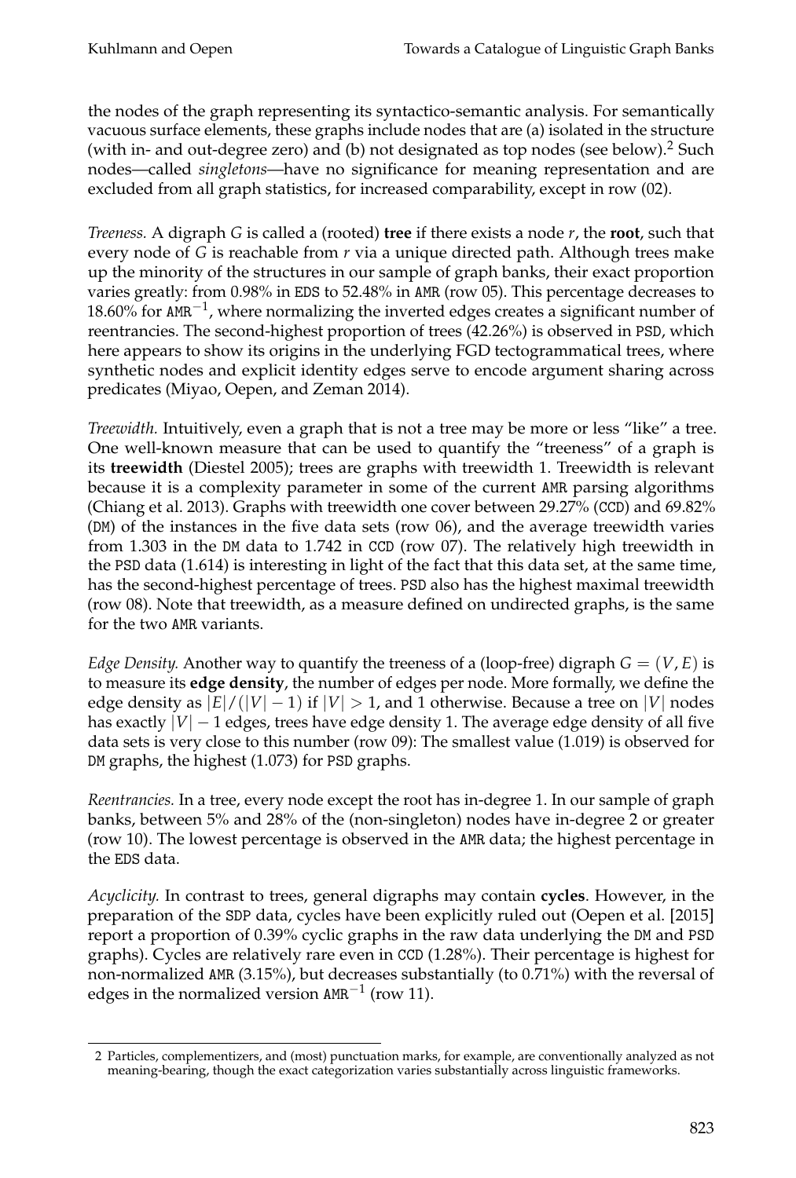the nodes of the graph representing its syntactico-semantic analysis. For semantically vacuous surface elements, these graphs include nodes that are (a) isolated in the structure (with in- and out-degree zero) and (b) not designated as top nodes (see below).[2] Such nodes—called *singletons*—have no significance for meaning representation and are excluded from all graph statistics, for increased comparability, except in row (02).

*Treeness.* A digraph $G$ is called a (rooted) **tree** if there exists a node $r$, the **root**, such that every node of $G$ is reachable from $r$ via a unique directed path. Although trees make up the minority of the structures in our sample of graph banks, their exact proportion varies greatly: from 0.98% in EDS to 52.48% in AMR (row 05). This percentage decreases to 18.60% for $\texttt{AMR}^{-1}$, where normalizing the inverted edges creates a significant number of reentrancies. The second-highest proportion of trees (42.26%) is observed in PSD, which here appears to show its origins in the underlying FGD tectogrammatical trees, where synthetic nodes and explicit identity edges serve to encode argument sharing across predicates (Miyao, Oepen, and Zeman 2014).

*Treewidth.* Intuitively, even a graph that is not a tree may be more or less "like" a tree. One well-known measure that can be used to quantify the "treeness" of a graph is its **treewidth** (Diestel 2005); trees are graphs with treewidth 1. Treewidth is relevant because it is a complexity parameter in some of the current AMR parsing algorithms (Chiang et al. 2013). Graphs with treewidth one cover between 29.27% (CCD) and 69.82% (DM) of the instances in the five data sets (row 06), and the average treewidth varies from 1.303 in the DM data to 1.742 in CCD (row 07). The relatively high treewidth in the PSD data (1.614) is interesting in light of the fact that this data set, at the same time, has the second-highest percentage of trees. PSD also has the highest maximal treewidth (row 08). Note that treewidth, as a measure defined on undirected graphs, is the same for the two AMR variants.

*Edge Density.* Another way to quantify the treeness of a (loop-free) digraph $G = (V, E)$ is to measure its **edge density**, the number of edges per node. More formally, we define the edge density as $|E|/(|V| - 1)$ if $|V| > 1$, and 1 otherwise. Because a tree on $|V|$ nodes has exactly $|V| - 1$ edges, trees have edge density 1. The average edge density of all five data sets is very close to this number (row 09): The smallest value (1.019) is observed for DM graphs, the highest (1.073) for PSD graphs.

*Reentrancies.* In a tree, every node except the root has in-degree 1. In our sample of graph banks, between 5% and 28% of the (non-singleton) nodes have in-degree 2 or greater (row 10). The lowest percentage is observed in the AMR data; the highest percentage in the EDS data.

*Acyclicity.* In contrast to trees, general digraphs may contain **cycles**. However, in the preparation of the SDP data, cycles have been explicitly ruled out (Oepen et al. [2015] report a proportion of 0.39% cyclic graphs in the raw data underlying the DM and PSD graphs). Cycles are relatively rare even in CCD (1.28%). Their percentage is highest for non-normalized AMR (3.15%), but decreases substantially (to 0.71%) with the reversal of edges in the normalized version $\texttt{AMR}^{-1}$ (row 11).

[2] Particles, complementizers, and (most) punctuation marks, for example, are conventionally analyzed as not meaning-bearing, though the exact categorization varies substantially across linguistic frameworks.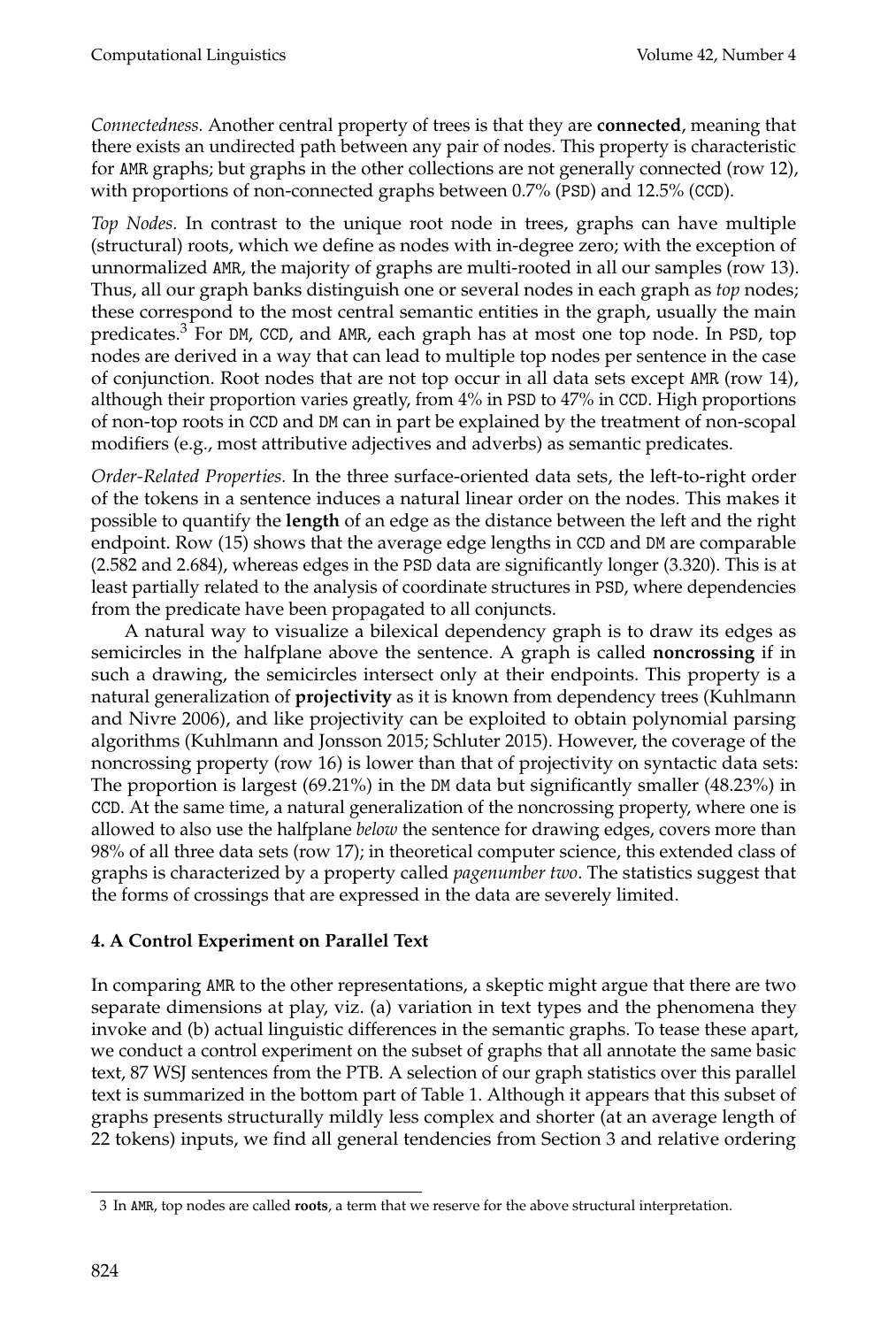*Connectedness.* Another central property of trees is that they are **connected**, meaning that there exists an undirected path between any pair of nodes. This property is characteristic for AMR graphs; but graphs in the other collections are not generally connected (row 12), with proportions of non-connected graphs between 0.7% (PSD) and 12.5% (CCD).

*Top Nodes.* In contrast to the unique root node in trees, graphs can have multiple (structural) roots, which we define as nodes with in-degree zero; with the exception of unnormalized AMR, the majority of graphs are multi-rooted in all our samples (row 13). Thus, all our graph banks distinguish one or several nodes in each graph as *top* nodes; these correspond to the most central semantic entities in the graph, usually the main predicates.[3] For DM, CCD, and AMR, each graph has at most one top node. In PSD, top nodes are derived in a way that can lead to multiple top nodes per sentence in the case of conjunction. Root nodes that are not top occur in all data sets except AMR (row 14), although their proportion varies greatly, from 4% in PSD to 47% in CCD. High proportions of non-top roots in CCD and DM can in part be explained by the treatment of non-scopal modifiers (e.g., most attributive adjectives and adverbs) as semantic predicates.

*Order-Related Properties.* In the three surface-oriented data sets, the left-to-right order of the tokens in a sentence induces a natural linear order on the nodes. This makes it possible to quantify the **length** of an edge as the distance between the left and the right endpoint. Row (15) shows that the average edge lengths in CCD and DM are comparable (2.582 and 2.684), whereas edges in the PSD data are significantly longer (3.320). This is at least partially related to the analysis of coordinate structures in PSD, where dependencies from the predicate have been propagated to all conjuncts.

A natural way to visualize a bilexical dependency graph is to draw its edges as semicircles in the halfplane above the sentence. A graph is called **noncrossing** if in such a drawing, the semicircles intersect only at their endpoints. This property is a natural generalization of **projectivity** as it is known from dependency trees (Kuhlmann and Nivre 2006), and like projectivity can be exploited to obtain polynomial parsing algorithms (Kuhlmann and Jonsson 2015; Schluter 2015). However, the coverage of the noncrossing property (row 16) is lower than that of projectivity on syntactic data sets: The proportion is largest (69.21%) in the DM data but significantly smaller (48.23%) in CCD. At the same time, a natural generalization of the noncrossing property, where one is allowed to also use the halfplane *below* the sentence for drawing edges, covers more than 98% of all three data sets (row 17); in theoretical computer science, this extended class of graphs is characterized by a property called *pagenumber two*. The statistics suggest that the forms of crossings that are expressed in the data are severely limited.

## 4. A Control Experiment on Parallel Text

In comparing AMR to the other representations, a skeptic might argue that there are two separate dimensions at play, viz. (a) variation in text types and the phenomena they invoke and (b) actual linguistic differences in the semantic graphs. To tease these apart, we conduct a control experiment on the subset of graphs that all annotate the same basic text, 87 WSJ sentences from the PTB. A selection of our graph statistics over this parallel text is summarized in the bottom part of Table 1. Although it appears that this subset of graphs presents structurally mildly less complex and shorter (at an average length of 22 tokens) inputs, we find all general tendencies from Section 3 and relative ordering

3 In AMR, top nodes are called **roots**, a term that we reserve for the above structural interpretation.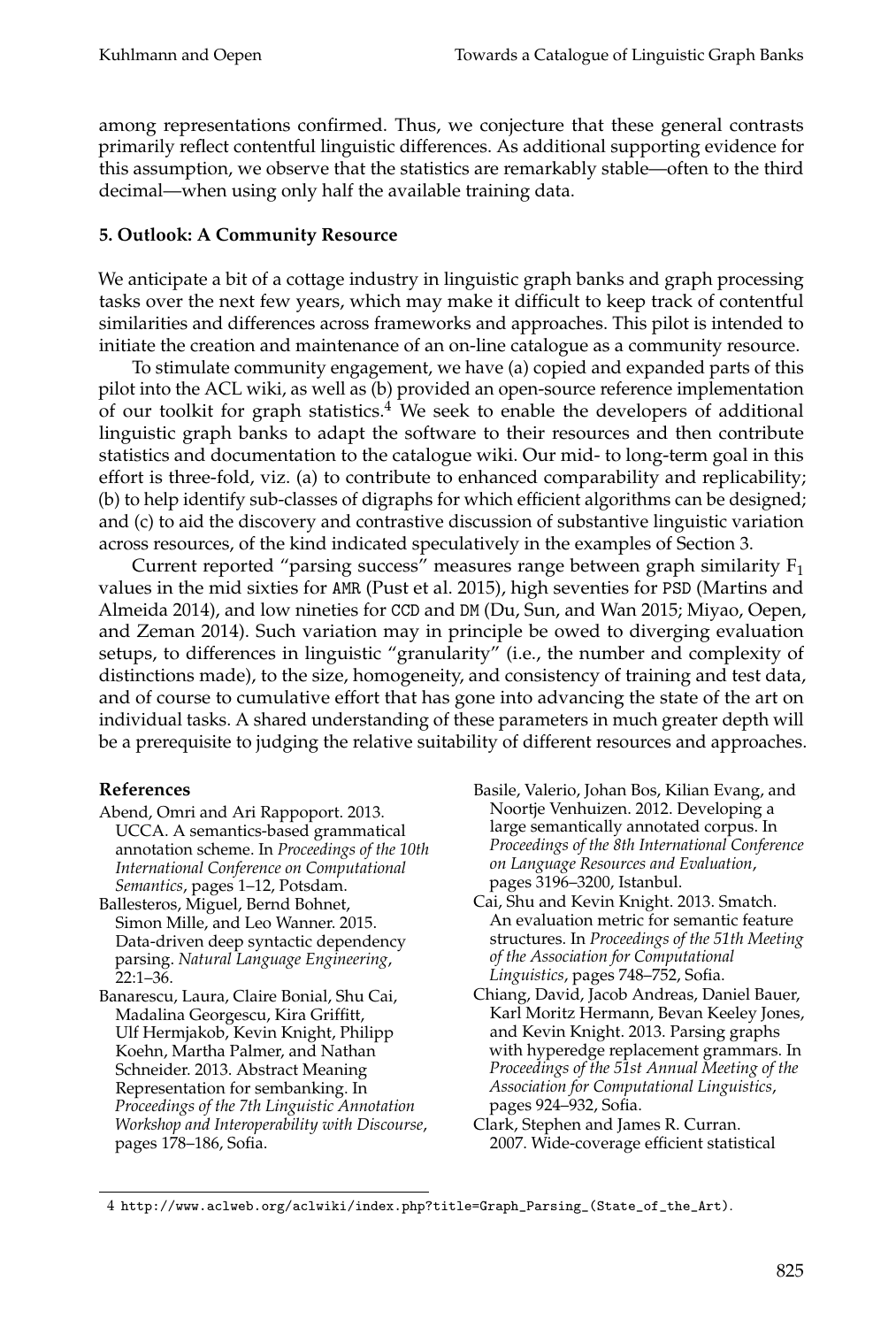among representations confirmed. Thus, we conjecture that these general contrasts primarily reflect contentful linguistic differences. As additional supporting evidence for this assumption, we observe that the statistics are remarkably stable—often to the third decimal—when using only half the available training data.

## 5. Outlook: A Community Resource

We anticipate a bit of a cottage industry in linguistic graph banks and graph processing tasks over the next few years, which may make it difficult to keep track of contentful similarities and differences across frameworks and approaches. This pilot is intended to initiate the creation and maintenance of an on-line catalogue as a community resource.

To stimulate community engagement, we have (a) copied and expanded parts of this pilot into the ACL wiki, as well as (b) provided an open-source reference implementation of our toolkit for graph statistics.[4] We seek to enable the developers of additional linguistic graph banks to adapt the software to their resources and then contribute statistics and documentation to the catalogue wiki. Our mid- to long-term goal in this effort is three-fold, viz. (a) to contribute to enhanced comparability and replicability; (b) to help identify sub-classes of digraphs for which efficient algorithms can be designed; and (c) to aid the discovery and contrastive discussion of substantive linguistic variation across resources, of the kind indicated speculatively in the examples of Section 3.

Current reported "parsing success" measures range between graph similarity $F_1$ values in the mid sixties for AMR (Pust et al. 2015), high seventies for PSD (Martins and Almeida 2014), and low nineties for CCD and DM (Du, Sun, and Wan 2015; Miyao, Oepen, and Zeman 2014). Such variation may in principle be owed to diverging evaluation setups, to differences in linguistic "granularity" (i.e., the number and complexity of distinctions made), to the size, homogeneity, and consistency of training and test data, and of course to cumulative effort that has gone into advancing the state of the art on individual tasks. A shared understanding of these parameters in much greater depth will be a prerequisite to judging the relative suitability of different resources and approaches.

### References

Abend, Omri and Ari Rappoport. 2013. UCCA. A semantics-based grammatical annotation scheme. In *Proceedings of the 10th International Conference on Computational Semantics*, pages 1–12, Potsdam.

Ballesteros, Miguel, Bernd Bohnet, Simon Mille, and Leo Wanner. 2015. Data-driven deep syntactic dependency parsing. *Natural Language Engineering*, 22:1–36.

Banarescu, Laura, Claire Bonial, Shu Cai, Madalina Georgescu, Kira Griffitt, Ulf Hermjakob, Kevin Knight, Philipp Koehn, Martha Palmer, and Nathan Schneider. 2013. Abstract Meaning Representation for sembanking. In *Proceedings of the 7th Linguistic Annotation Workshop and Interoperability with Discourse*, pages 178–186, Sofia.

Basile, Valerio, Johan Bos, Kilian Evang, and Noortje Venhuizen. 2012. Developing a large semantically annotated corpus. In *Proceedings of the 8th International Conference on Language Resources and Evaluation*, pages 3196–3200, Istanbul.

Cai, Shu and Kevin Knight. 2013. Smatch. An evaluation metric for semantic feature structures. In *Proceedings of the 51th Meeting of the Association for Computational Linguistics*, pages 748–752, Sofia.

Chiang, David, Jacob Andreas, Daniel Bauer, Karl Moritz Hermann, Bevan Keeley Jones, and Kevin Knight. 2013. Parsing graphs with hyperedge replacement grammars. In *Proceedings of the 51st Annual Meeting of the Association for Computational Linguistics*, pages 924–932, Sofia.

Clark, Stephen and James R. Curran. 2007. Wide-coverage efficient statistical

---

4 http://www.aclweb.org/aclwiki/index.php?title=Graph_Parsing_(State_of_the_Art).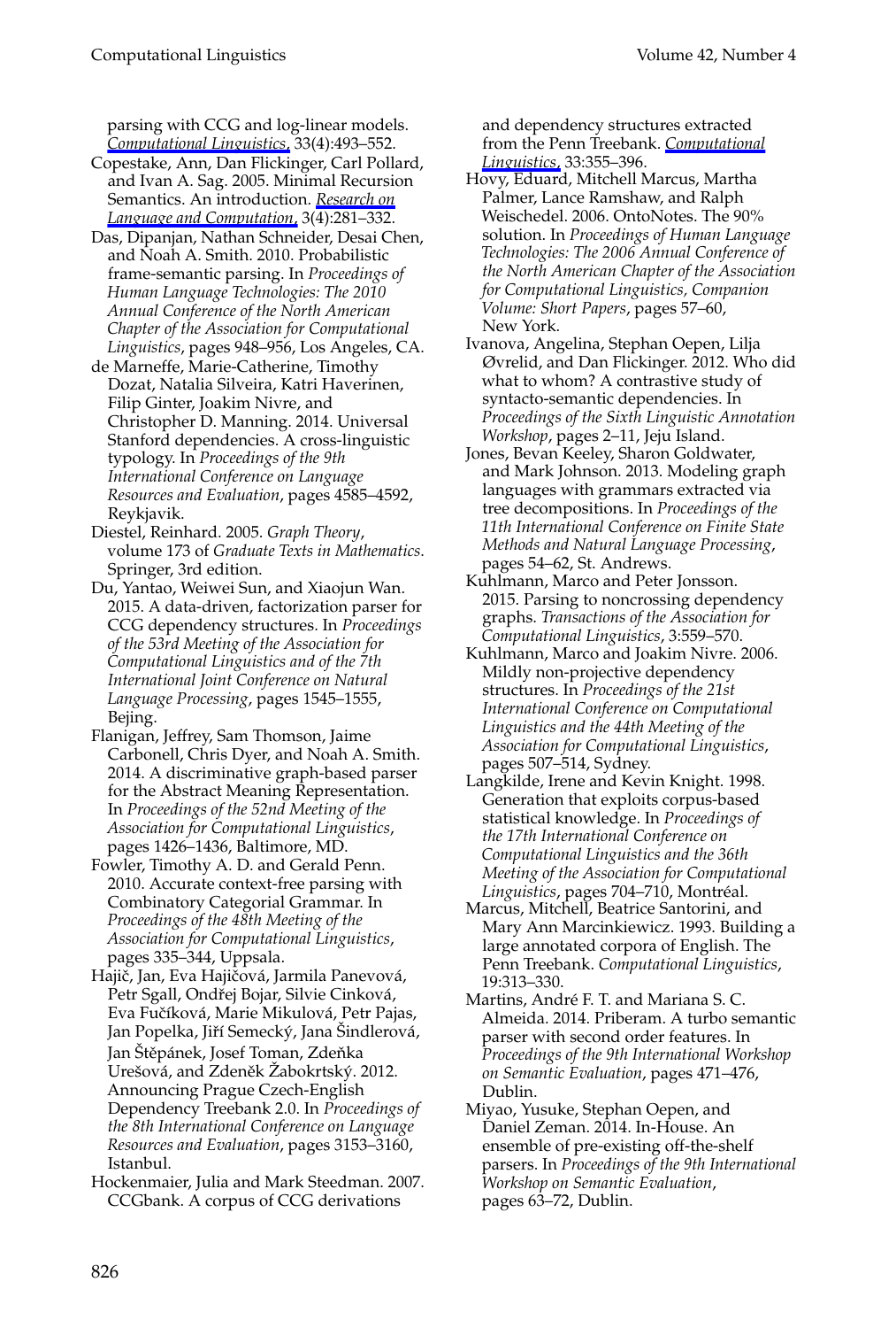parsing with CCG and log-linear models. *Computational Linguistics*, 33(4):493–552.

Copestake, Ann, Dan Flickinger, Carl Pollard, and Ivan A. Sag. 2005. Minimal Recursion Semantics. An introduction. *Research on Language and Computation*, 3(4):281–332.

Das, Dipanjan, Nathan Schneider, Desai Chen, and Noah A. Smith. 2010. Probabilistic frame-semantic parsing. In *Proceedings of Human Language Technologies: The 2010 Annual Conference of the North American Chapter of the Association for Computational Linguistics*, pages 948–956, Los Angeles, CA.

de Marneffe, Marie-Catherine, Timothy Dozat, Natalia Silveira, Katri Haverinen, Filip Ginter, Joakim Nivre, and Christopher D. Manning. 2014. Universal Stanford dependencies. A cross-linguistic typology. In *Proceedings of the 9th International Conference on Language Resources and Evaluation*, pages 4585–4592, Reykjavik.

Diestel, Reinhard. 2005. *Graph Theory*, volume 173 of *Graduate Texts in Mathematics*. Springer, 3rd edition.

Du, Yantao, Weiwei Sun, and Xiaojun Wan. 2015. A data-driven, factorization parser for CCG dependency structures. In *Proceedings of the 53rd Meeting of the Association for Computational Linguistics and of the 7th International Joint Conference on Natural Language Processing*, pages 1545–1555, Bejing.

Flanigan, Jeffrey, Sam Thomson, Jaime Carbonell, Chris Dyer, and Noah A. Smith. 2014. A discriminative graph-based parser for the Abstract Meaning Representation. In *Proceedings of the 52nd Meeting of the Association for Computational Linguistics*, pages 1426–1436, Baltimore, MD.

Fowler, Timothy A. D. and Gerald Penn. 2010. Accurate context-free parsing with Combinatory Categorial Grammar. In *Proceedings of the 48th Meeting of the Association for Computational Linguistics*, pages 335–344, Uppsala.

Hajič, Jan, Eva Hajičová, Jarmila Panevová, Petr Sgall, Ondřej Bojar, Silvie Cinková, Eva Fučíková, Marie Mikulová, Petr Pajas, Jan Popelka, Jiří Semecký, Jana Šindlerová, Jan Štěpánek, Josef Toman, Zdeňka Urešová, and Zdeněk Žabokrtský. 2012. Announcing Prague Czech-English Dependency Treebank 2.0. In *Proceedings of the 8th International Conference on Language Resources and Evaluation*, pages 3153–3160, Istanbul.

Hockenmaier, Julia and Mark Steedman. 2007. CCGbank. A corpus of CCG derivations and dependency structures extracted from the Penn Treebank. *Computational Linguistics*, 33:355–396.

Hovy, Eduard, Mitchell Marcus, Martha Palmer, Lance Ramshaw, and Ralph Weischedel. 2006. OntoNotes. The 90% solution. In *Proceedings of Human Language Technologies: The 2006 Annual Conference of the North American Chapter of the Association for Computational Linguistics, Companion Volume: Short Papers*, pages 57–60, New York.

Ivanova, Angelina, Stephan Oepen, Lilja Øvrelid, and Dan Flickinger. 2012. Who did what to whom? A contrastive study of syntacto-semantic dependencies. In *Proceedings of the Sixth Linguistic Annotation Workshop*, pages 2–11, Jeju Island.

Jones, Bevan Keeley, Sharon Goldwater, and Mark Johnson. 2013. Modeling graph languages with grammars extracted via tree decompositions. In *Proceedings of the 11th International Conference on Finite State Methods and Natural Language Processing*, pages 54–62, St. Andrews.

Kuhlmann, Marco and Peter Jonsson. 2015. Parsing to noncrossing dependency graphs. *Transactions of the Association for Computational Linguistics*, 3:559–570.

Kuhlmann, Marco and Joakim Nivre. 2006. Mildly non-projective dependency structures. In *Proceedings of the 21st International Conference on Computational Linguistics and the 44th Meeting of the Association for Computational Linguistics*, pages 507–514, Sydney.

Langkilde, Irene and Kevin Knight. 1998. Generation that exploits corpus-based statistical knowledge. In *Proceedings of the 17th International Conference on Computational Linguistics and the 36th Meeting of the Association for Computational Linguistics*, pages 704–710, Montréal.

Marcus, Mitchell, Beatrice Santorini, and Mary Ann Marcinkiewicz. 1993. Building a large annotated corpora of English. The Penn Treebank. *Computational Linguistics*, 19:313–330.

Martins, André F. T. and Mariana S. C. Almeida. 2014. Priberam. A turbo semantic parser with second order features. In *Proceedings of the 9th International Workshop on Semantic Evaluation*, pages 471–476, Dublin.

Miyao, Yusuke, Stephan Oepen, and Daniel Zeman. 2014. In-House. An ensemble of pre-existing off-the-shelf parsers. In *Proceedings of the 9th International Workshop on Semantic Evaluation*, pages 63–72, Dublin.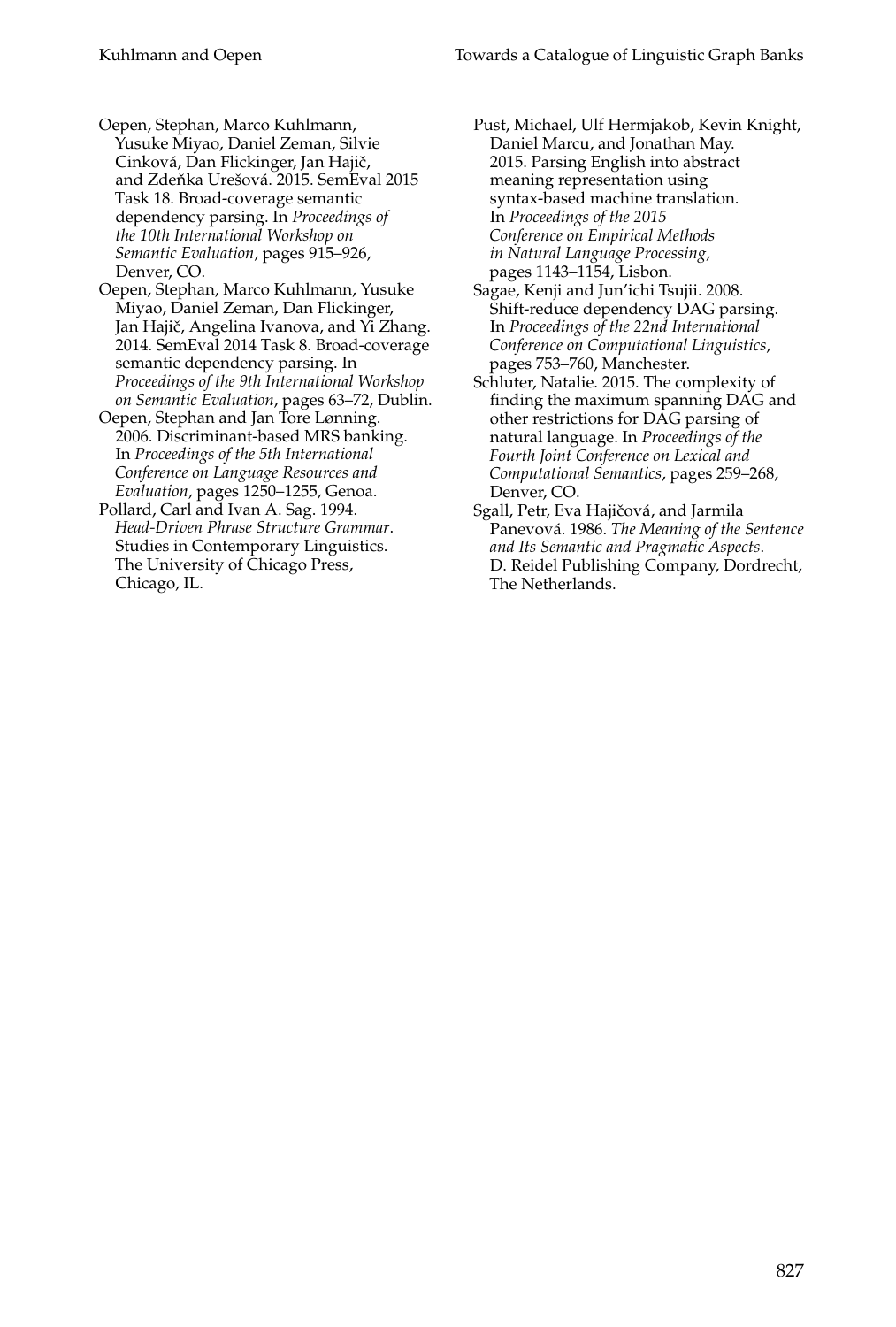Oepen, Stephan, Marco Kuhlmann, Yusuke Miyao, Daniel Zeman, Silvie Cinková, Dan Flickinger, Jan Hajič, and Zdeňka Urešová. 2015. SemEval 2015 Task 18. Broad-coverage semantic dependency parsing. In *Proceedings of the 10th International Workshop on Semantic Evaluation*, pages 915–926, Denver, CO.

Oepen, Stephan, Marco Kuhlmann, Yusuke Miyao, Daniel Zeman, Dan Flickinger, Jan Hajič, Angelina Ivanova, and Yi Zhang. 2014. SemEval 2014 Task 8. Broad-coverage semantic dependency parsing. In *Proceedings of the 9th International Workshop on Semantic Evaluation*, pages 63–72, Dublin.

Oepen, Stephan and Jan Tore Lønning. 2006. Discriminant-based MRS banking. In *Proceedings of the 5th International Conference on Language Resources and Evaluation*, pages 1250–1255, Genoa.

Pollard, Carl and Ivan A. Sag. 1994. *Head-Driven Phrase Structure Grammar*. Studies in Contemporary Linguistics. The University of Chicago Press, Chicago, IL.

Pust, Michael, Ulf Hermjakob, Kevin Knight, Daniel Marcu, and Jonathan May. 2015. Parsing English into abstract meaning representation using syntax-based machine translation. In *Proceedings of the 2015 Conference on Empirical Methods in Natural Language Processing*, pages 1143–1154, Lisbon.

Sagae, Kenji and Jun'ichi Tsujii. 2008. Shift-reduce dependency DAG parsing. In *Proceedings of the 22nd International Conference on Computational Linguistics*, pages 753–760, Manchester.

Schluter, Natalie. 2015. The complexity of finding the maximum spanning DAG and other restrictions for DAG parsing of natural language. In *Proceedings of the Fourth Joint Conference on Lexical and Computational Semantics*, pages 259–268, Denver, CO.

Sgall, Petr, Eva Hajičová, and Jarmila Panevová. 1986. *The Meaning of the Sentence and Its Semantic and Pragmatic Aspects*. D. Reidel Publishing Company, Dordrecht, The Netherlands.